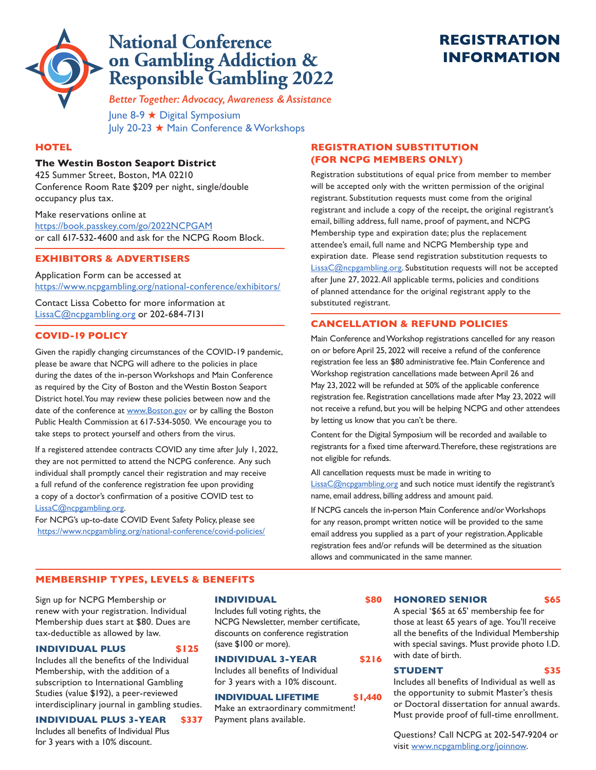# National Conference on Gambling Addiction & Responsible Gambling 2022

*Better Together: Advocacy, Awareness & Assistance*

June 8-9 ★ Digital Symposium
July 20-23 ★ Main Conference & Workshops

# REGISTRATION INFORMATION

## HOTEL

**The Westin Boston Seaport District**
425 Summer Street, Boston, MA 02210
Conference Room Rate $209 per night, single/double occupancy plus tax.

Make reservations online at
https://book.passkey.com/go/2022NCPGAM
or call 617-532-4600 and ask for the NCPG Room Block.

## EXHIBITORS & ADVERTISERS

Application Form can be accessed at
https://www.ncpgambling.org/national-conference/exhibitors/

Contact Lissa Cobetto for more information at
LissaC@ncpgambling.org or 202-684-7131

## COVID-19 POLICY

Given the rapidly changing circumstances of the COVID-19 pandemic, please be aware that NCPG will adhere to the policies in place during the dates of the in-person Workshops and Main Conference as required by the City of Boston and the Westin Boston Seaport District hotel. You may review these policies between now and the date of the conference at www.Boston.gov or by calling the Boston Public Health Commission at 617-534-5050. We encourage you to take steps to protect yourself and others from the virus.

If a registered attendee contracts COVID any time after July 1, 2022, they are not permitted to attend the NCPG conference. Any such individual shall promptly cancel their registration and may receive a full refund of the conference registration fee upon providing a copy of a doctor's confirmation of a positive COVID test to LissaC@ncpgambling.org.

For NCPG's up-to-date COVID Event Safety Policy, please see
https://www.ncpgambling.org/national-conference/covid-policies/

## REGISTRATION SUBSTITUTION (FOR NCPG MEMBERS ONLY)

Registration substitutions of equal price from member to member will be accepted only with the written permission of the original registrant. Substitution requests must come from the original registrant and include a copy of the receipt, the original registrant's email, billing address, full name, proof of payment, and NCPG Membership type and expiration date; plus the replacement attendee's email, full name and NCPG Membership type and expiration date. Please send registration substitution requests to LissaC@ncpgambling.org. Substitution requests will not be accepted after June 27, 2022. All applicable terms, policies and conditions of planned attendance for the original registrant apply to the substituted registrant.

## CANCELLATION & REFUND POLICIES

Main Conference and Workshop registrations cancelled for any reason on or before April 25, 2022 will receive a refund of the conference registration fee less an $80 administrative fee. Main Conference and Workshop registration cancellations made between April 26 and May 23, 2022 will be refunded at 50% of the applicable conference registration fee. Registration cancellations made after May 23, 2022 will not receive a refund, but you will be helping NCPG and other attendees by letting us know that you can't be there.

Content for the Digital Symposium will be recorded and available to registrants for a fixed time afterward. Therefore, these registrations are not eligible for refunds.

All cancellation requests must be made in writing to LissaC@ncpgambling.org and such notice must identify the registrant's name, email address, billing address and amount paid.

If NCPG cancels the in-person Main Conference and/or Workshops for any reason, prompt written notice will be provided to the same email address you supplied as a part of your registration. Applicable registration fees and/or refunds will be determined as the situation allows and communicated in the same manner.

## MEMBERSHIP TYPES, LEVELS & BENEFITS

Sign up for NCPG Membership or renew with your registration. Individual Membership dues start at $80. Dues are tax-deductible as allowed by law.

**INDIVIDUAL PLUS — $125**
Includes all the benefits of the Individual Membership, with the addition of a subscription to International Gambling Studies (value $192), a peer-reviewed interdisciplinary journal in gambling studies.

**INDIVIDUAL PLUS 3-YEAR — $337**
Includes all benefits of Individual Plus for 3 years with a 10% discount.

**INDIVIDUAL — $80**
Includes full voting rights, the NCPG Newsletter, member certificate, discounts on conference registration (save $100 or more).

**INDIVIDUAL 3-YEAR — $216**
Includes all benefits of Individual for 3 years with a 10% discount.

**INDIVIDUAL LIFETIME — $1,440**
Make an extraordinary commitment! Payment plans available.

**HONORED SENIOR — $65**
A special '$65 at 65' membership fee for those at least 65 years of age. You'll receive all the benefits of the Individual Membership with special savings. Must provide photo I.D. with date of birth.

**STUDENT — $35**
Includes all benefits of Individual as well as the opportunity to submit Master's thesis or Doctoral dissertation for annual awards. Must provide proof of full-time enrollment.

Questions? Call NCPG at 202-547-9204 or visit www.ncpgambling.org/joinnow.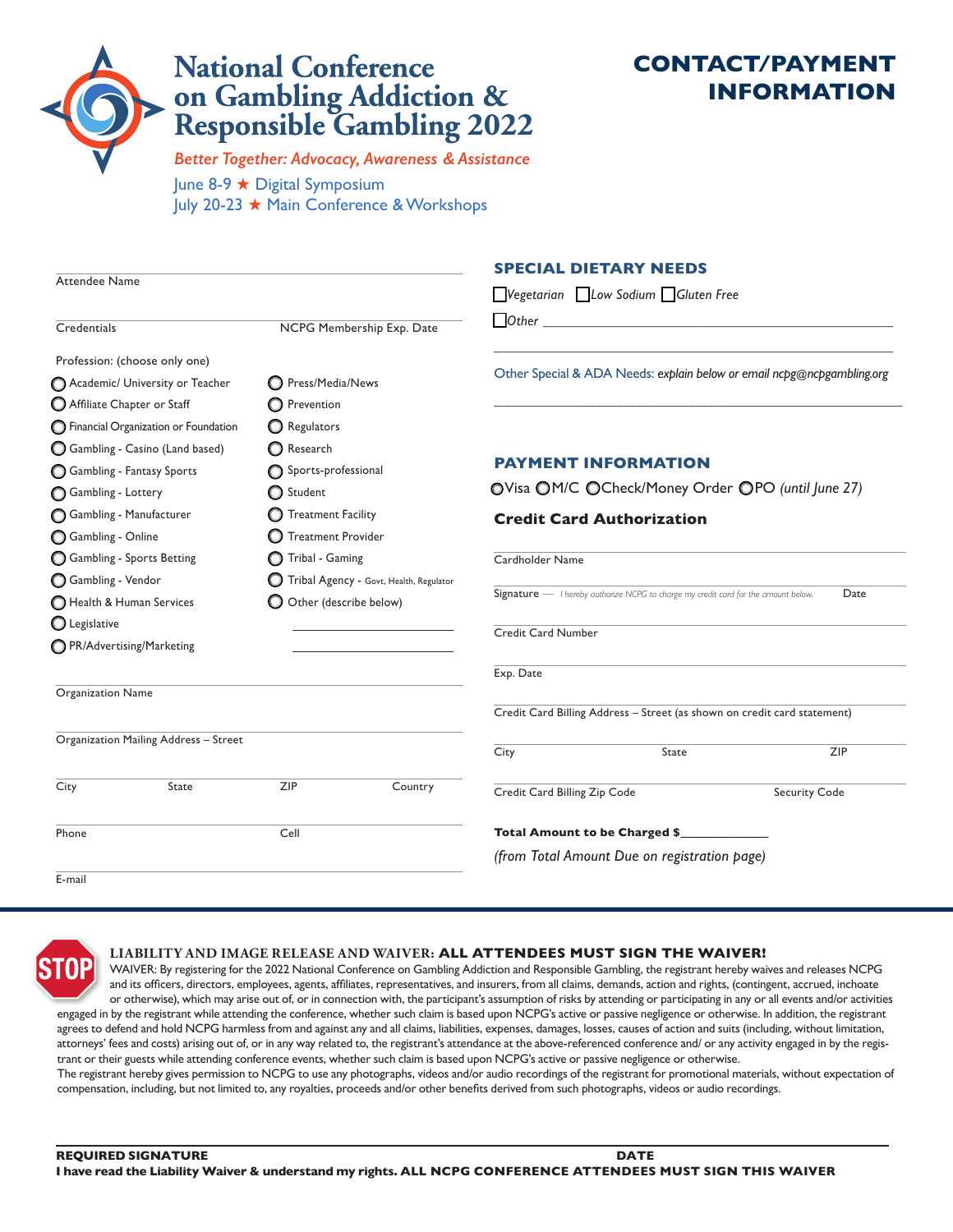# National Conference on Gambling Addiction & Responsible Gambling 2022

*Better Together: Advocacy, Awareness & Assistance*

June 8-9 ★ Digital Symposium
July 20-23 ★ Main Conference & Workshops

## CONTACT/PAYMENT INFORMATION

Attendee Name

Credentials | NCPG Membership Exp. Date

Profession: (choose only one)

- ◯ Academic/ University or Teacher
- ◯ Affiliate Chapter or Staff
- ◯ Financial Organization or Foundation
- ◯ Gambling - Casino (Land based)
- ◯ Gambling - Fantasy Sports
- ◯ Gambling - Lottery
- ◯ Gambling - Manufacturer
- ◯ Gambling - Online
- ◯ Gambling - Sports Betting
- ◯ Gambling - Vendor
- ◯ Health & Human Services
- ◯ Legislative
- ◯ PR/Advertising/Marketing
- ◯ Press/Media/News
- ◯ Prevention
- ◯ Regulators
- ◯ Research
- ◯ Sports-professional
- ◯ Student
- ◯ Treatment Facility
- ◯ Treatment Provider
- ◯ Tribal - Gaming
- ◯ Tribal Agency - Govt, Health, Regulator
- ◯ Other (describe below)

Organization Name

Organization Mailing Address – Street

City | State | ZIP | Country

Phone | Cell

E-mail

### SPECIAL DIETARY NEEDS

☐ *Vegetarian* ☐ *Low Sodium* ☐ *Gluten Free*

☐ *Other* ____________________

Other Special & ADA Needs: *explain below or email ncpg@ncpgambling.org*

### PAYMENT INFORMATION

◯ Visa ◯ M/C ◯ Check/Money Order ◯ PO *(until June 27)*

**Credit Card Authorization**

Cardholder Name

Signature — *I hereby authorize NCPG to charge my credit card for the amount below.* | Date

Credit Card Number

Exp. Date

Credit Card Billing Address – Street (as shown on credit card statement)

City | State | ZIP

Credit Card Billing Zip Code | Security Code

**Total Amount to be Charged $**____________

*(from Total Amount Due on registration page)*

---

STOP

**LIABILITY AND IMAGE RELEASE AND WAIVER: ALL ATTENDEES MUST SIGN THE WAIVER!**

WAIVER: By registering for the 2022 National Conference on Gambling Addiction and Responsible Gambling, the registrant hereby waives and releases NCPG and its officers, directors, employees, agents, affiliates, representatives, and insurers, from all claims, demands, action and rights, (contingent, accrued, inchoate or otherwise), which may arise out of, or in connection with, the participant's assumption of risks by attending or participating in any or all events and/or activities engaged in by the registrant while attending the conference, whether such claim is based upon NCPG's active or passive negligence or otherwise. In addition, the registrant agrees to defend and hold NCPG harmless from and against any and all claims, liabilities, expenses, damages, losses, causes of action and suits (including, without limitation, attorneys' fees and costs) arising out of, or in any way related to, the registrant's attendance at the above-referenced conference and/ or any activity engaged in by the registrant or their guests while attending conference events, whether such claim is based upon NCPG's active or passive negligence or otherwise.

The registrant hereby gives permission to NCPG to use any photographs, videos and/or audio recordings of the registrant for promotional materials, without expectation of compensation, including, but not limited to, any royalties, proceeds and/or other benefits derived from such photographs, videos or audio recordings.

**REQUIRED SIGNATURE** | **DATE**

**I have read the Liability Waiver & understand my rights. ALL NCPG CONFERENCE ATTENDEES MUST SIGN THIS WAIVER**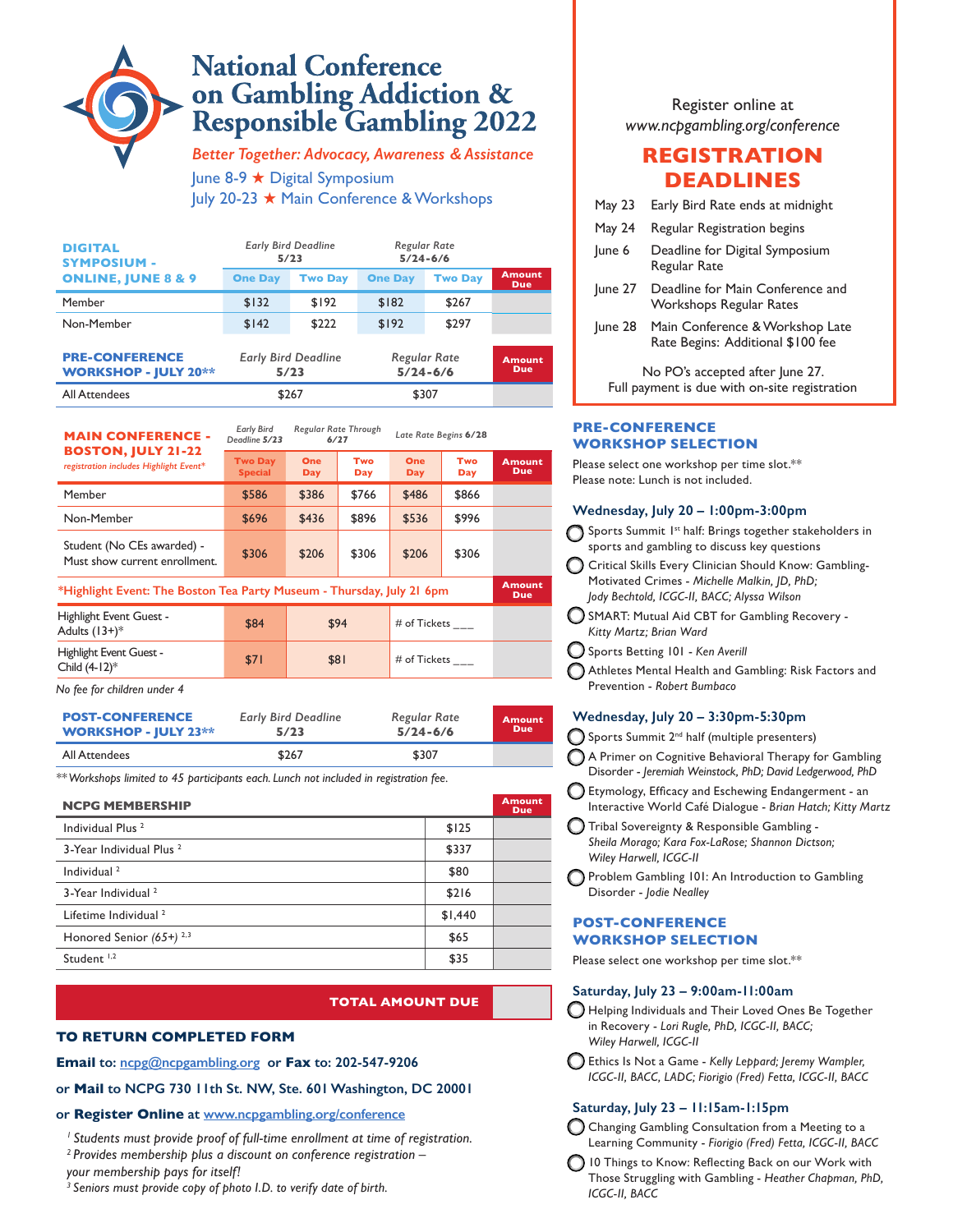# National Conference on Gambling Addiction & Responsible Gambling 2022

*Better Together: Advocacy, Awareness & Assistance*

June 8-9 ★ Digital Symposium
July 20-23 ★ Main Conference & Workshops

| DIGITAL SYMPOSIUM - ONLINE, JUNE 8 & 9 | *Early Bird Deadline 5/23* | | *Regular Rate 5/24-6/6* | | |
|---|---|---|---|---|---|
| | One Day | Two Day | One Day | Two Day | Amount Due |
| Member | $132 | $192 | $182 | $267 | |
| Non-Member | $142 | $222 | $192 | $297 | |

| PRE-CONFERENCE WORKSHOP - JULY 20** | *Early Bird Deadline 5/23* | *Regular Rate 5/24-6/6* | Amount Due |
|---|---|---|---|
| All Attendees | $267 | $307 | |

| MAIN CONFERENCE - BOSTON, JULY 21-22 *registration includes Highlight Event** | *Early Bird Deadline 5/23* | *Regular Rate Through 6/27* | | *Late Rate Begins 6/28* | | |
|---|---|---|---|---|---|---|
| | Two Day Special | One Day | Two Day | One Day | Two Day | Amount Due |
| Member | $586 | $386 | $766 | $486 | $866 | |
| Non-Member | $696 | $436 | $896 | $536 | $996 | |
| Student (No CEs awarded) - Must show current enrollment. | $306 | $206 | $306 | $206 | $306 | |

| *Highlight Event: The Boston Tea Party Museum - Thursday, July 21 6pm | | | | Amount Due |
|---|---|---|---|---|
| Highlight Event Guest - Adults (13+)* | $84 | $94 | # of Tickets ___ | |
| Highlight Event Guest - Child (4-12)* | $71 | $81 | # of Tickets ___ | |

*No fee for children under 4*

| POST-CONFERENCE WORKSHOP - JULY 23** | *Early Bird Deadline 5/23* | *Regular Rate 5/24-6/6* | Amount Due |
|---|---|---|---|
| All Attendees | $267 | $307 | |

** *Workshops limited to 45 participants each. Lunch not included in registration fee.*

| NCPG MEMBERSHIP | | Amount Due |
|---|---|---|
| Individual Plus [2] | $125 | |
| 3-Year Individual Plus [2] | $337 | |
| Individual [2] | $80 | |
| 3-Year Individual [2] | $216 | |
| Lifetime Individual [2] | $1,440 | |
| Honored Senior *(65+)* [2,3] | $65 | |
| Student [1,2] | $35 | |

**TOTAL AMOUNT DUE**

## TO RETURN COMPLETED FORM

**Email** to: ncpg@ncpgambling.org or **Fax** to: 202-547-9206

or **Mail** to NCPG 730 11th St. NW, Ste. 601 Washington, DC 20001

or **Register Online** at www.ncpgambling.org/conference

*[1] Students must provide proof of full-time enrollment at time of registration.*
*[2] Provides membership plus a discount on conference registration – your membership pays for itself!*
*[3] Seniors must provide copy of photo I.D. to verify date of birth.*

Register online at
*www.ncpgambling.org/conference*

## REGISTRATION DEADLINES

- May 23 — Early Bird Rate ends at midnight
- May 24 — Regular Registration begins
- June 6 — Deadline for Digital Symposium Regular Rate
- June 27 — Deadline for Main Conference and Workshops Regular Rates
- June 28 — Main Conference & Workshop Late Rate Begins: Additional $100 fee

No PO's accepted after June 27.
Full payment is due with on-site registration

## PRE-CONFERENCE WORKSHOP SELECTION

Please select one workshop per time slot.**
Please note: Lunch is not included.

### Wednesday, July 20 – 1:00pm-3:00pm

- ○ Sports Summit 1st half: Brings together stakeholders in sports and gambling to discuss key questions
- ○ Critical Skills Every Clinician Should Know: Gambling-Motivated Crimes - *Michelle Malkin, JD, PhD; Jody Bechtold, ICGC-II, BACC; Alyssa Wilson*
- ○ SMART: Mutual Aid CBT for Gambling Recovery - *Kitty Martz; Brian Ward*
- ○ Sports Betting 101 - *Ken Averill*
- ○ Athletes Mental Health and Gambling: Risk Factors and Prevention - *Robert Bumbaco*

### Wednesday, July 20 – 3:30pm-5:30pm

- ○ Sports Summit 2nd half (multiple presenters)
- ○ A Primer on Cognitive Behavioral Therapy for Gambling Disorder - *Jeremiah Weinstock, PhD; David Ledgerwood, PhD*
- ○ Etymology, Efficacy and Eschewing Endangerment - an Interactive World Café Dialogue - *Brian Hatch; Kitty Martz*
- ○ Tribal Sovereignty & Responsible Gambling - *Sheila Morago; Kara Fox-LaRose; Shannon Dictson; Wiley Harwell, ICGC-II*
- ○ Problem Gambling 101: An Introduction to Gambling Disorder - *Jodie Nealley*

## POST-CONFERENCE WORKSHOP SELECTION

Please select one workshop per time slot.**

### Saturday, July 23 – 9:00am-11:00am

- ○ Helping Individuals and Their Loved Ones Be Together in Recovery - *Lori Rugle, PhD, ICGC-II, BACC; Wiley Harwell, ICGC-II*
- ○ Ethics Is Not a Game - *Kelly Leppard; Jeremy Wampler, ICGC-II, BACC, LADC; Fiorigio (Fred) Fetta, ICGC-II, BACC*

### Saturday, July 23 – 11:15am-1:15pm

- ○ Changing Gambling Consultation from a Meeting to a Learning Community - *Fiorigio (Fred) Fetta, ICGC-II, BACC*
- ○ 10 Things to Know: Reflecting Back on our Work with Those Struggling with Gambling - *Heather Chapman, PhD, ICGC-II, BACC*